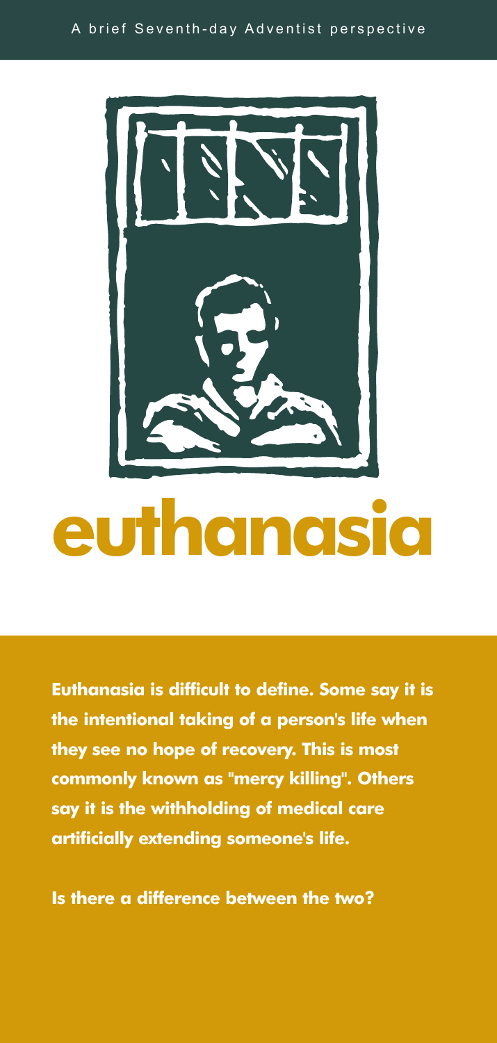A brief Seventh-day Adventist perspective

# euthanasia

**Euthanasia is difficult to define. Some say it is the intentional taking of a person's life when they see no hope of recovery. This is most commonly known as "mercy killing". Others say it is the withholding of medical care artificially extending someone's life.**

**Is there a difference between the two?**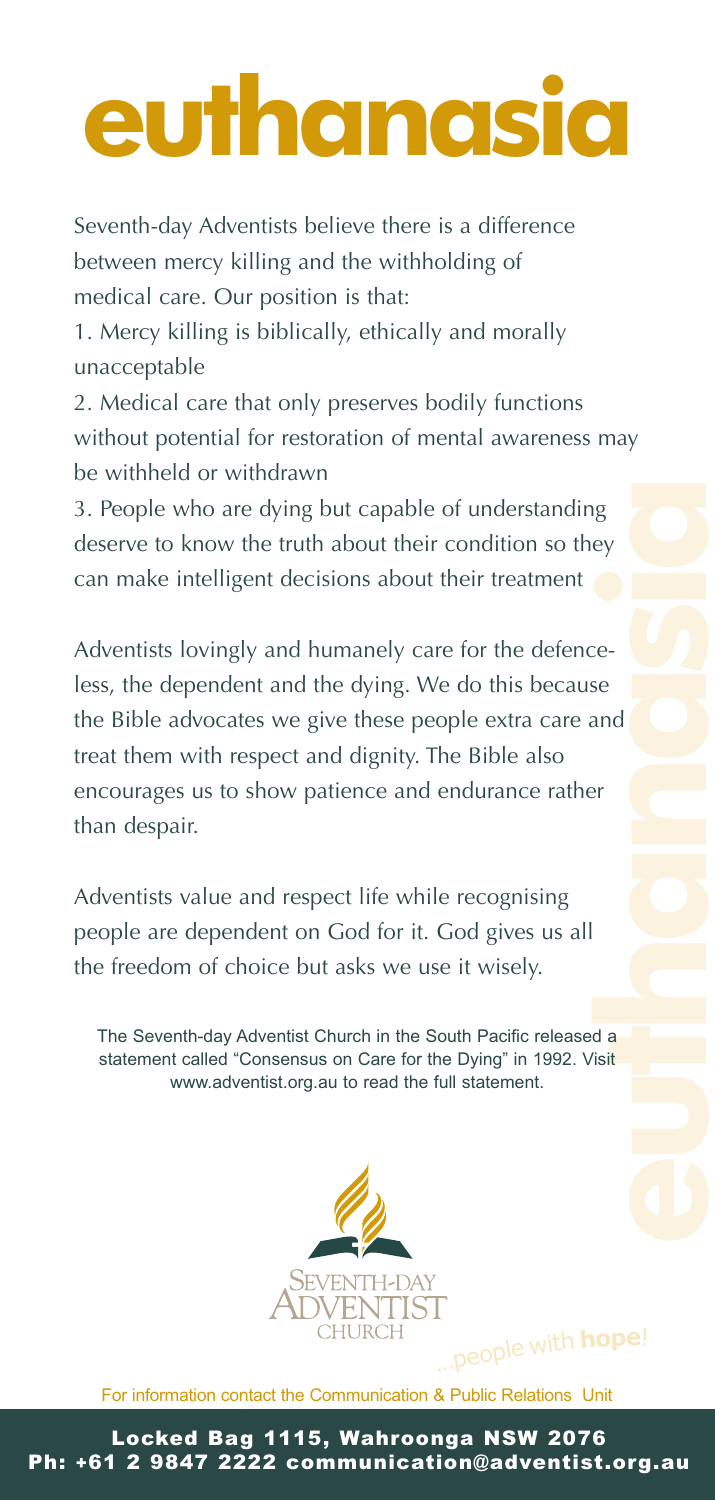# euthanasia

Seventh-day Adventists believe there is a difference between mercy killing and the withholding of medical care. Our position is that:

1. Mercy killing is biblically, ethically and morally unacceptable
2. Medical care that only preserves bodily functions without potential for restoration of mental awareness may be withheld or withdrawn
3. People who are dying but capable of understanding deserve to know the truth about their condition so they can make intelligent decisions about their treatment

Adventists lovingly and humanely care for the defenceless, the dependent and the dying. We do this because the Bible advocates we give these people extra care and treat them with respect and dignity. The Bible also encourages us to show patience and endurance rather than despair.

Adventists value and respect life while recognising people are dependent on God for it. God gives us all the freedom of choice but asks we use it wisely.

The Seventh-day Adventist Church in the South Pacific released a statement called "Consensus on Care for the Dying" in 1992. Visit www.adventist.org.au to read the full statement.

Seventh-day Adventist Church

...people with **hope**!

For information contact the Communication & Public Relations Unit

**Locked Bag 1115, Wahroonga NSW 2076**
**Ph: +61 2 9847 2222 communication@adventist.org.au**